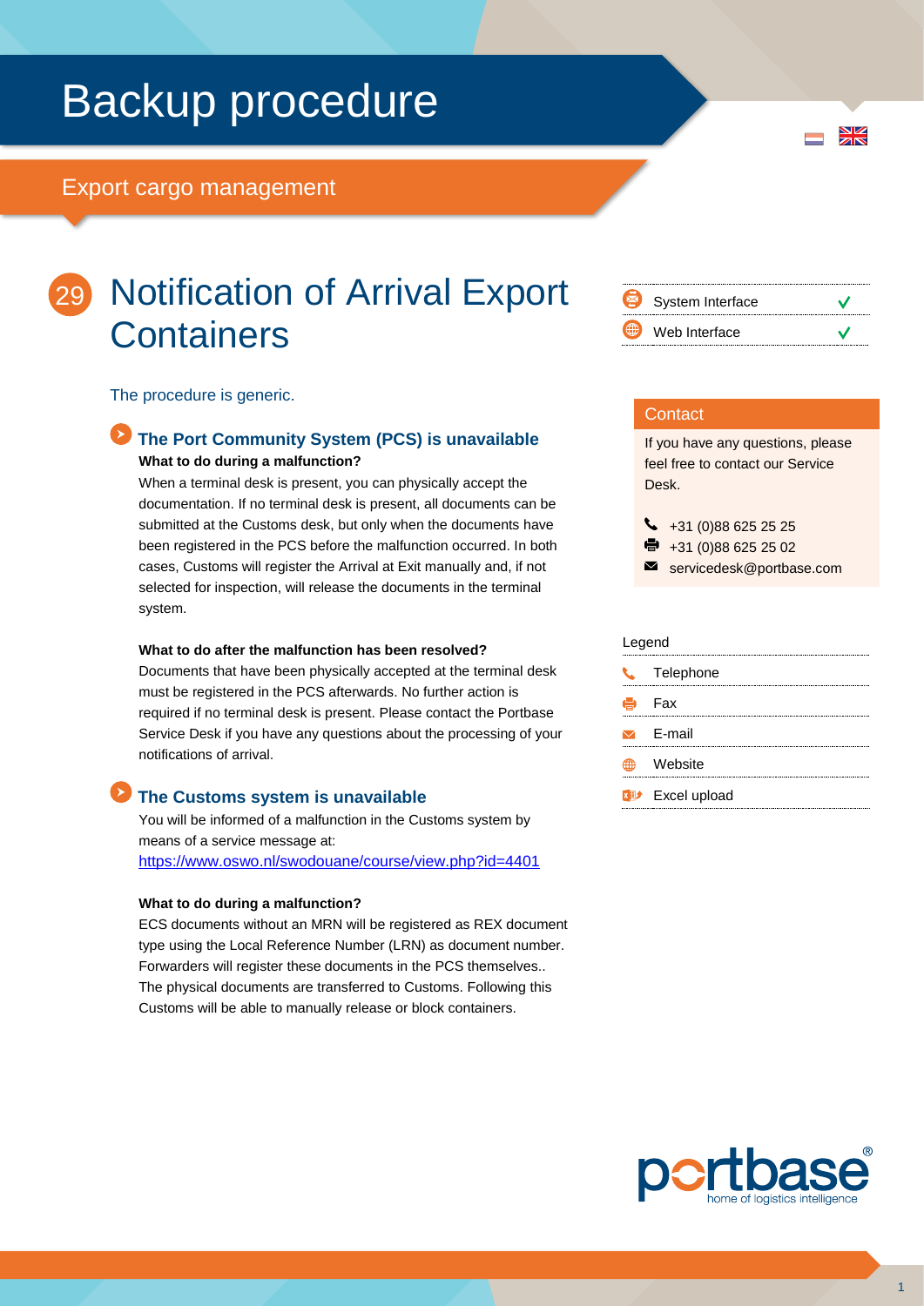# Backup procedure

## Export cargo management

# 29 Notification of Arrival Export Containers

| | |
|---|---|
| System Interface | ✓ |
| Web Interface | ✓ |

The procedure is generic.

### The Port Community System (PCS) is unavailable

**What to do during a malfunction?**

When a terminal desk is present, you can physically accept the documentation. If no terminal desk is present, all documents can be submitted at the Customs desk, but only when the documents have been registered in the PCS before the malfunction occurred. In both cases, Customs will register the Arrival at Exit manually and, if not selected for inspection, will release the documents in the terminal system.

**What to do after the malfunction has been resolved?**

Documents that have been physically accepted at the terminal desk must be registered in the PCS afterwards. No further action is required if no terminal desk is present. Please contact the Portbase Service Desk if you have any questions about the processing of your notifications of arrival.

### The Customs system is unavailable

You will be informed of a malfunction in the Customs system by means of a service message at:
https://www.oswo.nl/swodouane/course/view.php?id=4401

**What to do during a malfunction?**

ECS documents without an MRN will be registered as REX document type using the Local Reference Number (LRN) as document number. Forwarders will register these documents in the PCS themselves.. The physical documents are transferred to Customs. Following this Customs will be able to manually release or block containers.

### Contact

If you have any questions, please feel free to contact our Service Desk.

- Telephone: +31 (0)88 625 25 25
- Fax: +31 (0)88 625 25 02
- E-mail: servicedesk@portbase.com

### Legend

- Telephone
- Fax
- E-mail
- Website
- Excel upload

portbase® home of logistics intelligence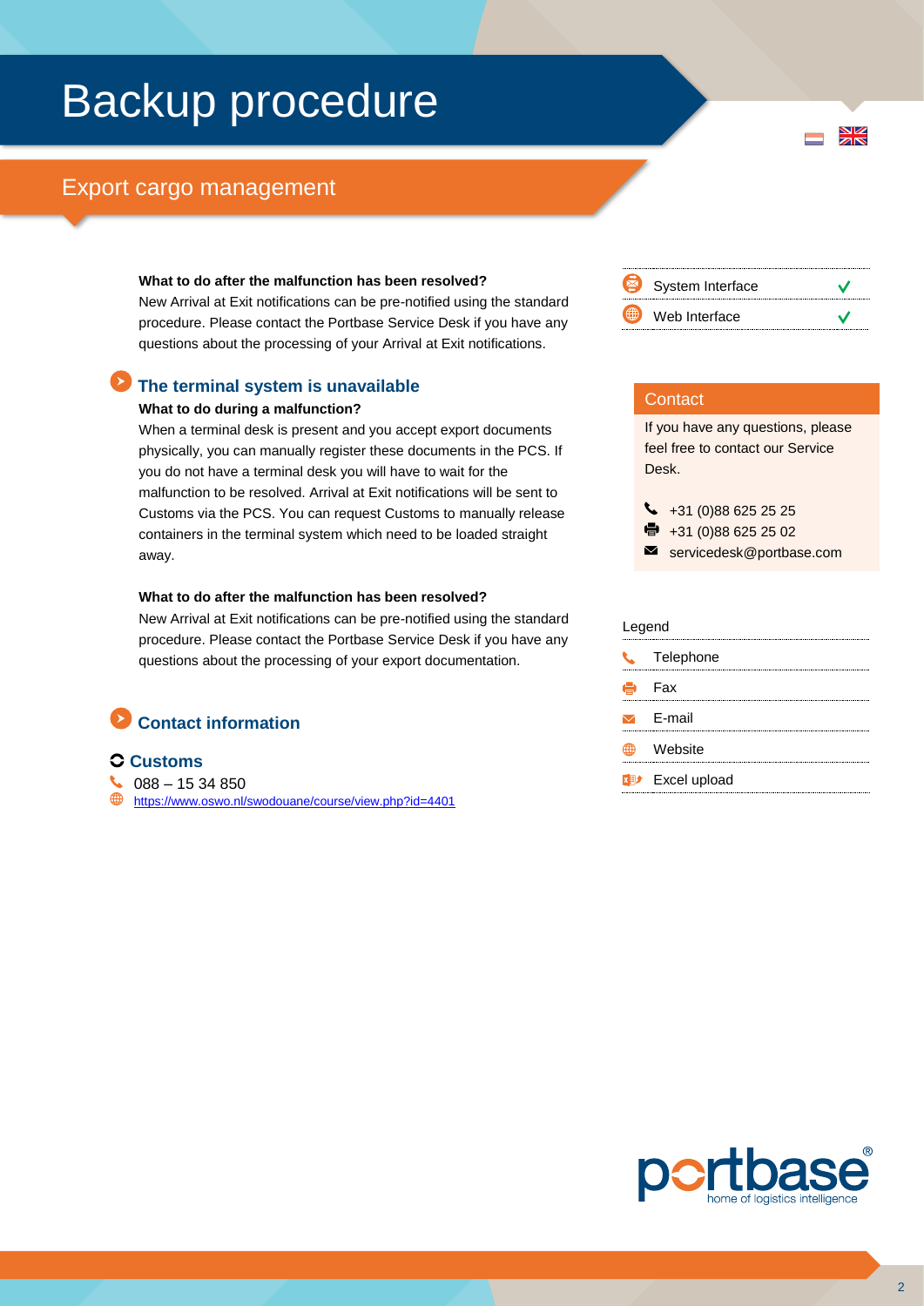# Backup procedure

## Export cargo management

**What to do after the malfunction has been resolved?**
New Arrival at Exit notifications can be pre-notified using the standard procedure. Please contact the Portbase Service Desk if you have any questions about the processing of your Arrival at Exit notifications.

### The terminal system is unavailable

**What to do during a malfunction?**
When a terminal desk is present and you accept export documents physically, you can manually register these documents in the PCS. If you do not have a terminal desk you will have to wait for the malfunction to be resolved. Arrival at Exit notifications will be sent to Customs via the PCS. You can request Customs to manually release containers in the terminal system which need to be loaded straight away.

**What to do after the malfunction has been resolved?**
New Arrival at Exit notifications can be pre-notified using the standard procedure. Please contact the Portbase Service Desk if you have any questions about the processing of your export documentation.

### Contact information

#### Customs

088 – 15 34 850
https://www.oswo.nl/swodouane/course/view.php?id=4401

| | |
|---|---|
| System Interface | ✓ |
| Web Interface | ✓ |

**Contact**

If you have any questions, please feel free to contact our Service Desk.

- +31 (0)88 625 25 25
- +31 (0)88 625 25 02
- servicedesk@portbase.com

**Legend**

- Telephone
- Fax
- E-mail
- Website
- Excel upload

portbase
home of logistics intelligence